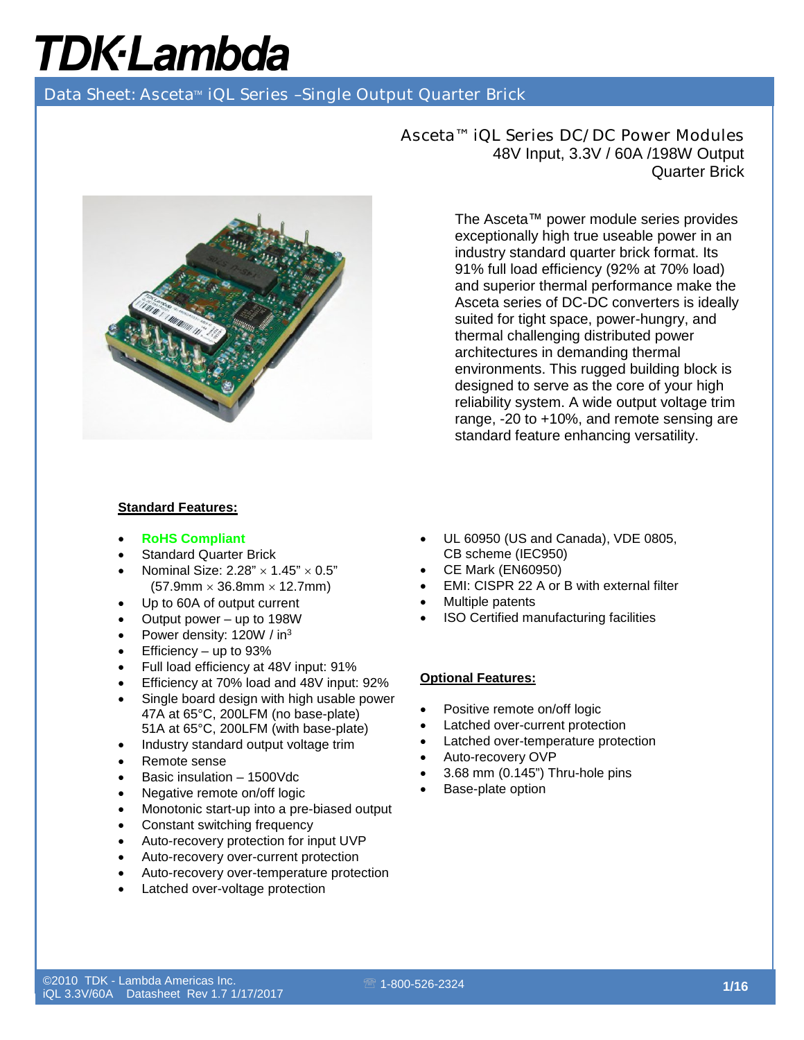# TDK-Lambda

## Data Sheet: Asceta™ iQL Series –Single Output Quarter Brick

### Asceta™ iQL Series DC/DC Power Modules
48V Input, 3.3V / 60A /198W Output
Quarter Brick

The Asceta™ power module series provides exceptionally high true useable power in an industry standard quarter brick format. Its 91% full load efficiency (92% at 70% load) and superior thermal performance make the Asceta series of DC-DC converters is ideally suited for tight space, power-hungry, and thermal challenging distributed power architectures in demanding thermal environments. This rugged building block is designed to serve as the core of your high reliability system. A wide output voltage trim range, -20 to +10%, and remote sensing are standard feature enhancing versatility.

**Standard Features:**

- **RoHS Compliant**
- Standard Quarter Brick
- Nominal Size: 2.28” × 1.45” × 0.5” (57.9mm × 36.8mm × 12.7mm)
- Up to 60A of output current
- Output power – up to 198W
- Power density: 120W / in³
- Efficiency – up to 93%
- Full load efficiency at 48V input: 91%
- Efficiency at 70% load and 48V input: 92%
- Single board design with high usable power 47A at 65°C, 200LFM (no base-plate) 51A at 65°C, 200LFM (with base-plate)
- Industry standard output voltage trim
- Remote sense
- Basic insulation – 1500Vdc
- Negative remote on/off logic
- Monotonic start-up into a pre-biased output
- Constant switching frequency
- Auto-recovery protection for input UVP
- Auto-recovery over-current protection
- Auto-recovery over-temperature protection
- Latched over-voltage protection
- UL 60950 (US and Canada), VDE 0805, CB scheme (IEC950)
- CE Mark (EN60950)
- EMI: CISPR 22 A or B with external filter
- Multiple patents
- ISO Certified manufacturing facilities

**Optional Features:**

- Positive remote on/off logic
- Latched over-current protection
- Latched over-temperature protection
- Auto-recovery OVP
- 3.68 mm (0.145”) Thru-hole pins
- Base-plate option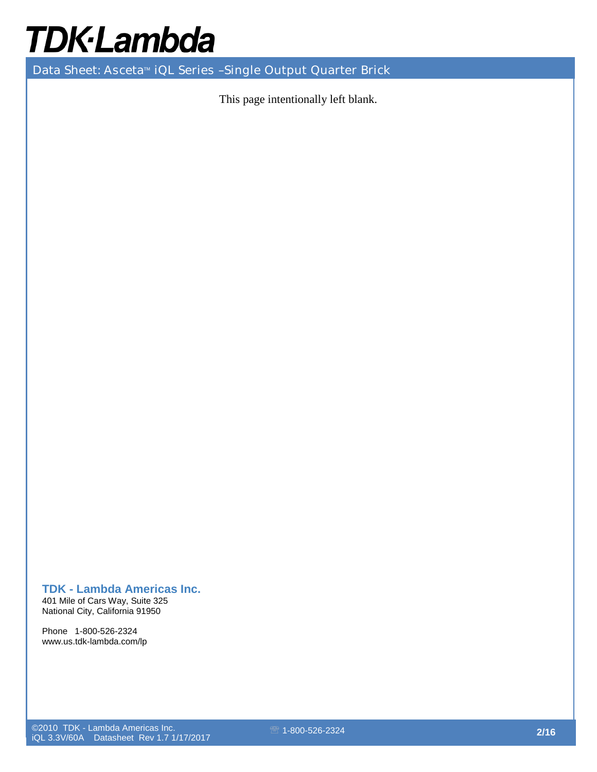This page intentionally left blank.

**TDK - Lambda Americas Inc.**
401 Mile of Cars Way, Suite 325
National City, California 91950

Phone 1-800-526-2324
www.us.tdk-lambda.com/lp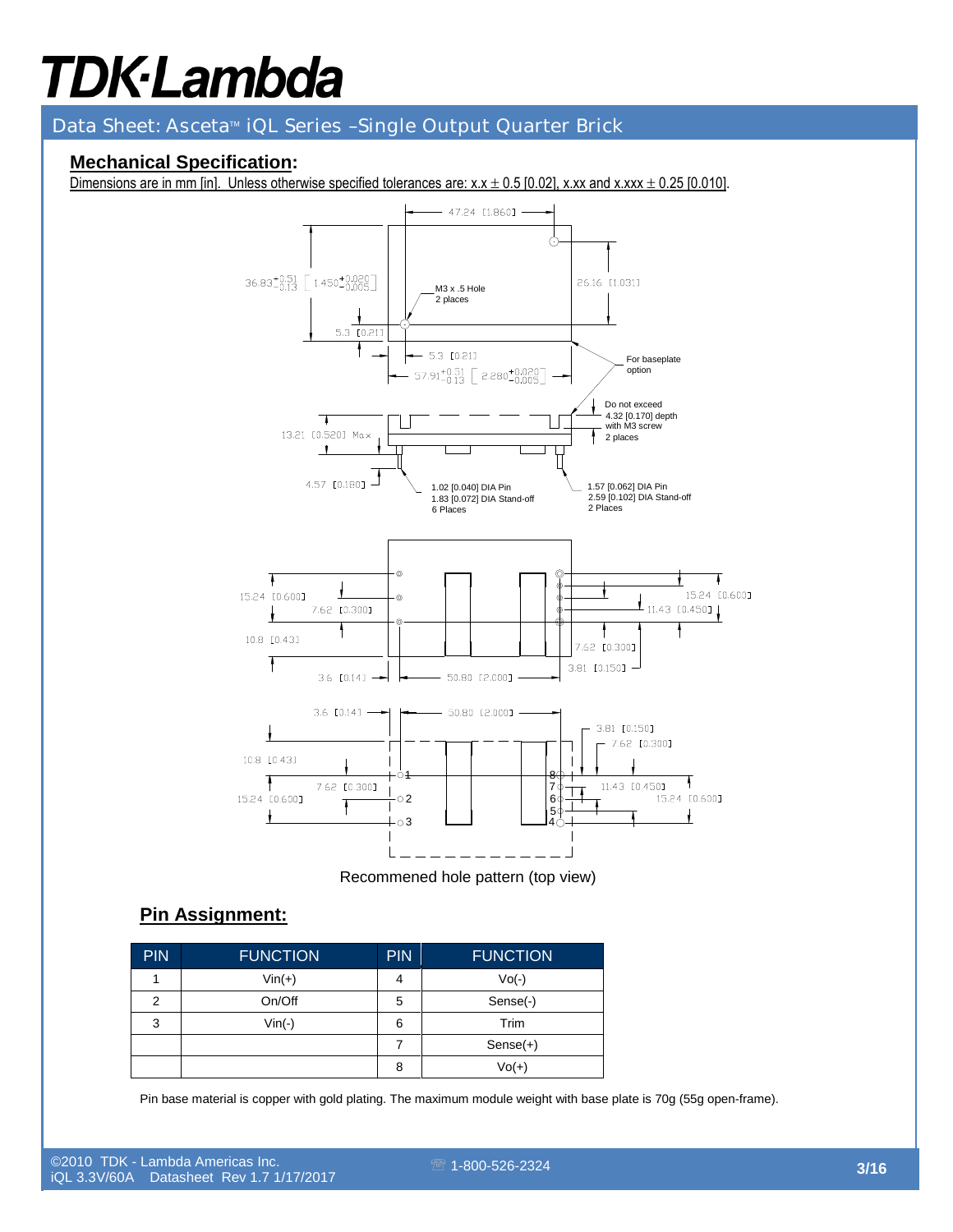## Mechanical Specification:

Dimensions are in mm [in]. Unless otherwise specified tolerances are: x.x ± 0.5 [0.02], x.xx and x.xxx ± 0.25 [0.010].

Recommened hole pattern (top view)

## Pin Assignment:

| PIN | FUNCTION | PIN | FUNCTION |
|---|---|---|---|
| 1 | Vin(+) | 4 | Vo(-) |
| 2 | On/Off | 5 | Sense(-) |
| 3 | Vin(-) | 6 | Trim |
| | | 7 | Sense(+) |
| | | 8 | Vo(+) |

Pin base material is copper with gold plating. The maximum module weight with base plate is 70g (55g open-frame).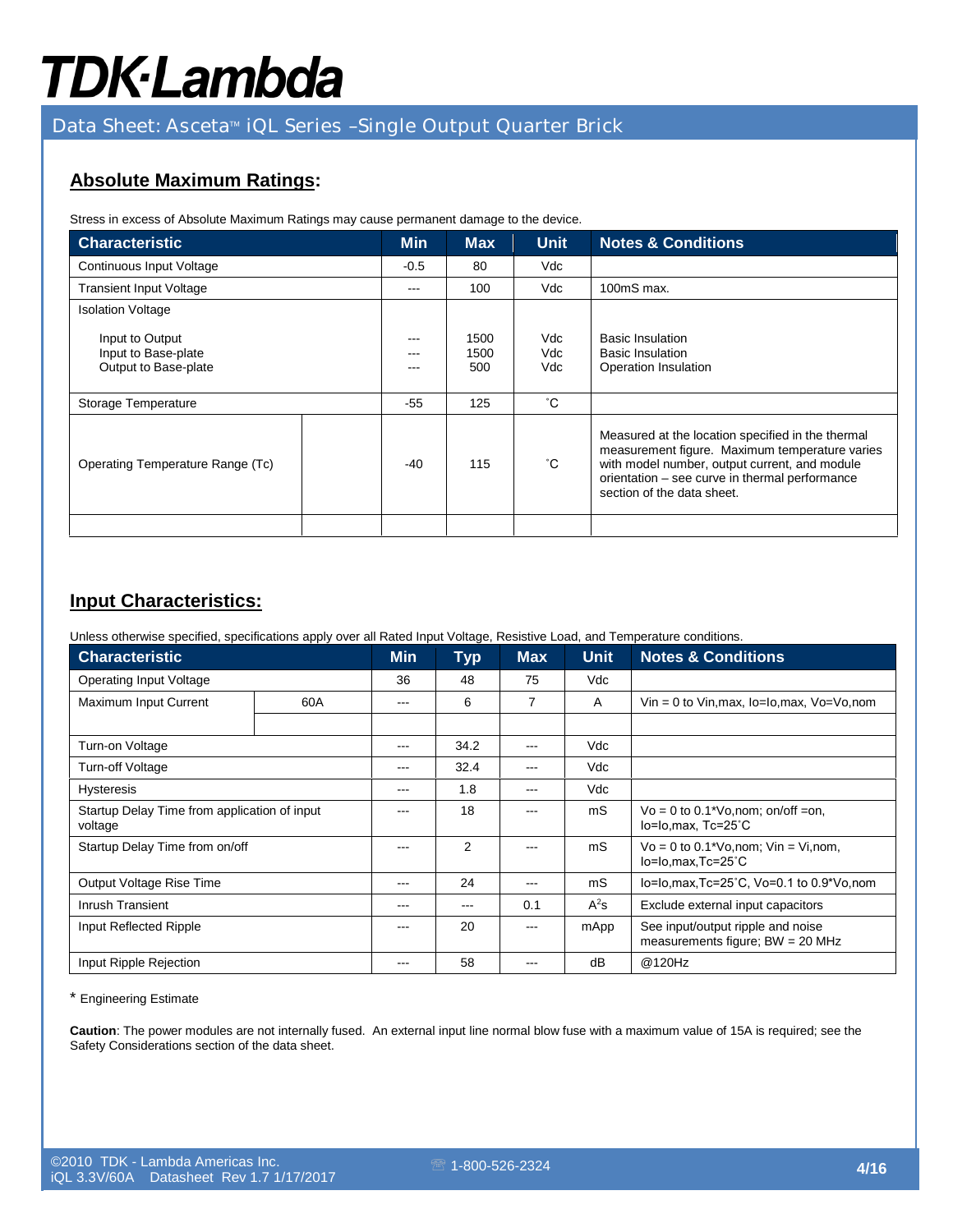## Absolute Maximum Ratings:

Stress in excess of Absolute Maximum Ratings may cause permanent damage to the device.

| Characteristic | | Min | Max | Unit | Notes & Conditions |
|---|---|---|---|---|---|
| Continuous Input Voltage | | -0.5 | 80 | Vdc | |
| Transient Input Voltage | | --- | 100 | Vdc | 100mS max. |
| Isolation Voltage<br>Input to Output<br>Input to Base-plate<br>Output to Base-plate | | ---<br>---<br>--- | 1500<br>1500<br>500 | Vdc<br>Vdc<br>Vdc | Basic Insulation<br>Basic Insulation<br>Operation Insulation |
| Storage Temperature | | -55 | 125 | ˚C | |
| Operating Temperature Range (Tc) | | -40 | 115 | ˚C | Measured at the location specified in the thermal measurement figure. Maximum temperature varies with model number, output current, and module orientation – see curve in thermal performance section of the data sheet. |
| | | | | | |

## Input Characteristics:

Unless otherwise specified, specifications apply over all Rated Input Voltage, Resistive Load, and Temperature conditions.

| Characteristic | | Min | Typ | Max | Unit | Notes & Conditions |
|---|---|---|---|---|---|---|
| Operating Input Voltage | | 36 | 48 | 75 | Vdc | |
| Maximum Input Current | 60A | --- | 6 | 7 | A | Vin = 0 to Vin,max, Io=Io,max, Vo=Vo,nom |
| | | | | | | |
| Turn-on Voltage | | --- | 34.2 | --- | Vdc | |
| Turn-off Voltage | | --- | 32.4 | --- | Vdc | |
| Hysteresis | | --- | 1.8 | --- | Vdc | |
| Startup Delay Time from application of input voltage | | --- | 18 | --- | mS | Vo = 0 to 0.1*Vo,nom; on/off =on, Io=Io,max, Tc=25˚C |
| Startup Delay Time from on/off | | --- | 2 | --- | mS | Vo = 0 to 0.1*Vo,nom; Vin = Vi,nom, Io=Io,max,Tc=25˚C |
| Output Voltage Rise Time | | --- | 24 | --- | mS | Io=Io,max,Tc=25˚C, Vo=0.1 to 0.9*Vo,nom |
| Inrush Transient | | --- | --- | 0.1 | $A^2s$ | Exclude external input capacitors |
| Input Reflected Ripple | | --- | 20 | --- | mApp | See input/output ripple and noise measurements figure; BW = 20 MHz |
| Input Ripple Rejection | | --- | 58 | --- | dB | @120Hz |

\* Engineering Estimate

**Caution**: The power modules are not internally fused. An external input line normal blow fuse with a maximum value of 15A is required; see the Safety Considerations section of the data sheet.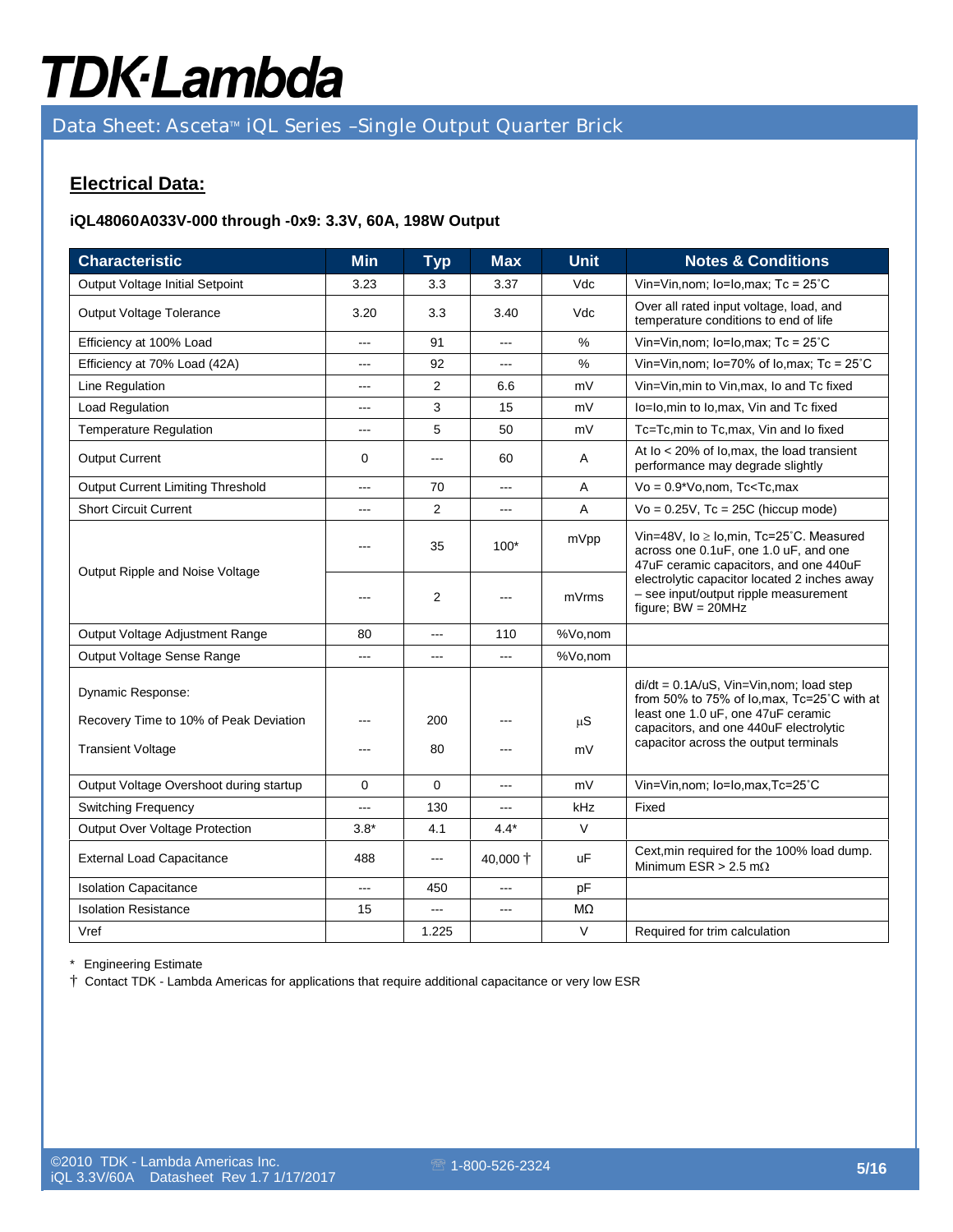## Electrical Data:

**iQL48060A033V-000 through -0x9: 3.3V, 60A, 198W Output**

| Characteristic | Min | Typ | Max | Unit | Notes & Conditions |
|---|---|---|---|---|---|
| Output Voltage Initial Setpoint | 3.23 | 3.3 | 3.37 | Vdc | Vin=Vin,nom; Io=Io,max; Tc = 25˚C |
| Output Voltage Tolerance | 3.20 | 3.3 | 3.40 | Vdc | Over all rated input voltage, load, and temperature conditions to end of life |
| Efficiency at 100% Load | --- | 91 | --- | % | Vin=Vin,nom; Io=Io,max; Tc = 25˚C |
| Efficiency at 70% Load (42A) | --- | 92 | --- | % | Vin=Vin,nom; Io=70% of Io,max; Tc = 25˚C |
| Line Regulation | --- | 2 | 6.6 | mV | Vin=Vin,min to Vin,max, Io and Tc fixed |
| Load Regulation | --- | 3 | 15 | mV | Io=Io,min to Io,max, Vin and Tc fixed |
| Temperature Regulation | --- | 5 | 50 | mV | Tc=Tc,min to Tc,max, Vin and Io fixed |
| Output Current | 0 | --- | 60 | A | At Io < 20% of Io,max, the load transient performance may degrade slightly |
| Output Current Limiting Threshold | --- | 70 | --- | A | Vo = 0.9*Vo,nom, Tc<Tc,max |
| Short Circuit Current | --- | 2 | --- | A | Vo = 0.25V, Tc = 25C (hiccup mode) |
| Output Ripple and Noise Voltage | --- | 35 | 100* | mVpp | Vin=48V, Io ≥ Io,min, Tc=25˚C. Measured across one 0.1uF, one 1.0 uF, and one 47uF ceramic capacitors, and one 440uF electrolytic capacitor located 2 inches away – see input/output ripple measurement figure; BW = 20MHz |
| | --- | 2 | --- | mVrms | |
| Output Voltage Adjustment Range | 80 | --- | 110 | %Vo,nom | |
| Output Voltage Sense Range | --- | --- | --- | %Vo,nom | |
| Dynamic Response: | | | | | di/dt = 0.1A/uS, Vin=Vin,nom; load step from 50% to 75% of Io,max, Tc=25˚C with at least one 1.0 uF, one 47uF ceramic capacitors, and one 440uF electrolytic capacitor across the output terminals |
| Recovery Time to 10% of Peak Deviation | --- | 200 | --- | µS | |
| Transient Voltage | --- | 80 | --- | mV | |
| Output Voltage Overshoot during startup | 0 | 0 | --- | mV | Vin=Vin,nom; Io=Io,max,Tc=25˚C |
| Switching Frequency | --- | 130 | --- | kHz | Fixed |
| Output Over Voltage Protection | 3.8* | 4.1 | 4.4* | V | |
| External Load Capacitance | 488 | --- | 40,000 † | uF | Cext,min required for the 100% load dump. Minimum ESR > 2.5 mΩ |
| Isolation Capacitance | --- | 450 | --- | pF | |
| Isolation Resistance | 15 | --- | --- | MΩ | |
| Vref | | 1.225 | | V | Required for trim calculation |

\* Engineering Estimate

† Contact TDK - Lambda Americas for applications that require additional capacitance or very low ESR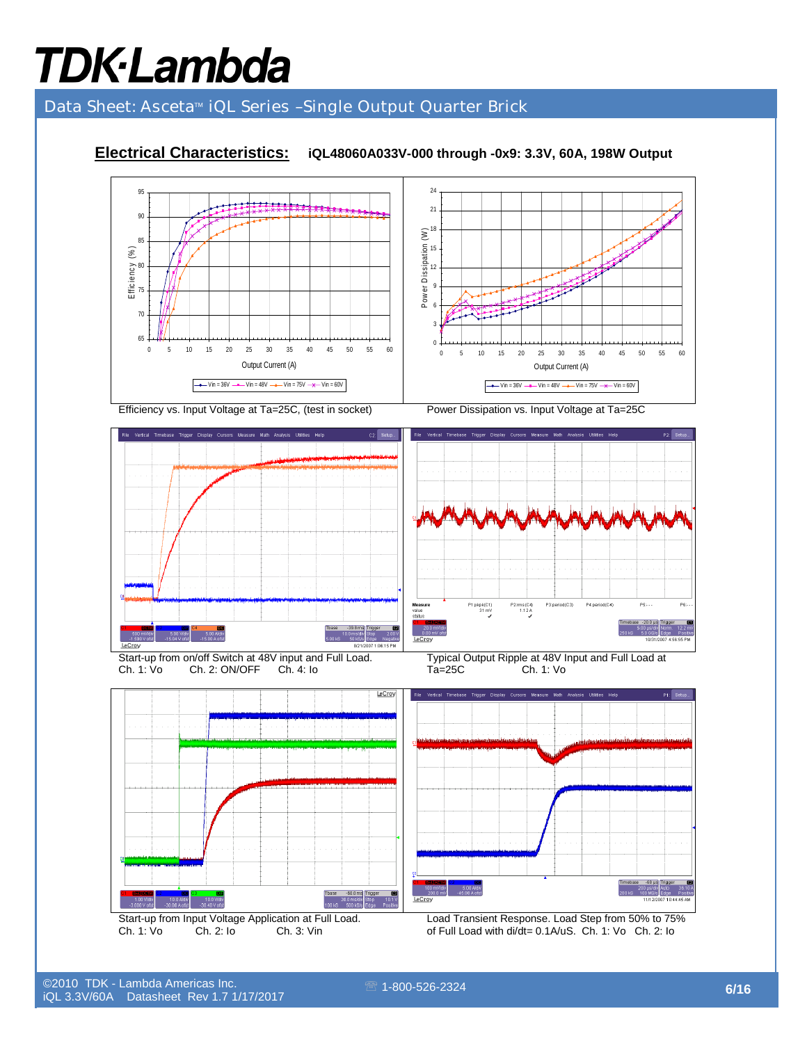## Electrical Characteristics: iQL48060A033V-000 through -0x9: 3.3V, 60A, 198W Output

Efficiency vs. Input Voltage at Ta=25C, (test in socket)

Power Dissipation vs. Input Voltage at Ta=25C

Start-up from on/off Switch at 48V input and Full Load.
Ch. 1: Vo Ch. 2: ON/OFF Ch. 4: Io

Typical Output Ripple at 48V Input and Full Load at Ta=25C Ch. 1: Vo

Start-up from Input Voltage Application at Full Load.
Ch. 1: Vo Ch. 2: Io Ch. 3: Vin

Load Transient Response. Load Step from 50% to 75% of Full Load with di/dt= 0.1A/uS. Ch. 1: Vo Ch. 2: Io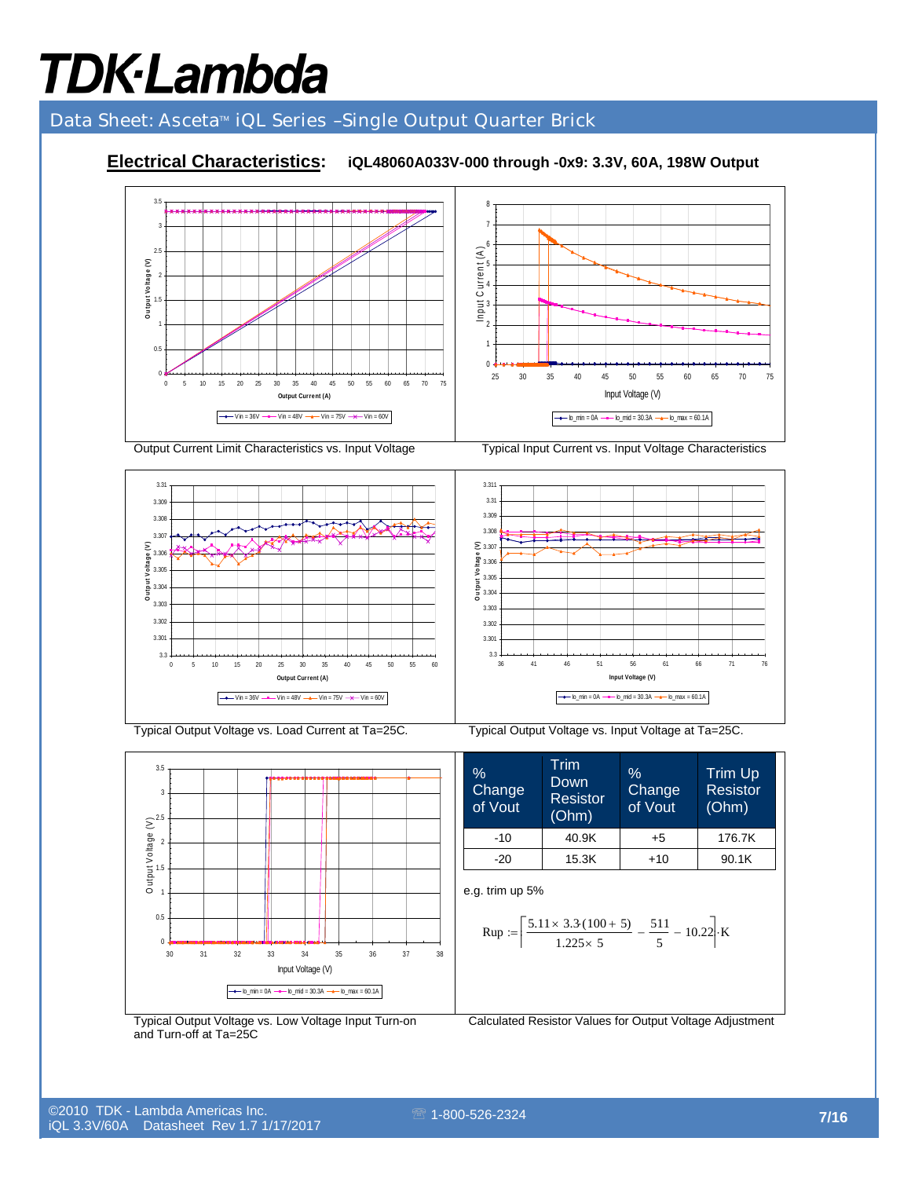## Electrical Characteristics: iQL48060A033V-000 through -0x9: 3.3V, 60A, 198W Output

Output Current Limit Characteristics vs. Input Voltage

Typical Input Current vs. Input Voltage Characteristics

Typical Output Voltage vs. Load Current at Ta=25C.

Typical Output Voltage vs. Input Voltage at Ta=25C.

Typical Output Voltage vs. Low Voltage Input Turn-on and Turn-off at Ta=25C

| % Change of Vout | Trim Down Resistor (Ohm) | % Change of Vout | Trim Up Resistor (Ohm) |
|---|---|---|---|
| -10 | 40.9K | +5 | 176.7K |
| -20 | 15.3K | +10 | 90.1K |

e.g. trim up 5%

$$Rup := \left[\frac{5.11 \times 3.3 \cdot (100 + 5)}{1.225 \times 5} - \frac{511}{5} - 10.22\right] \cdot K$$

Calculated Resistor Values for Output Voltage Adjustment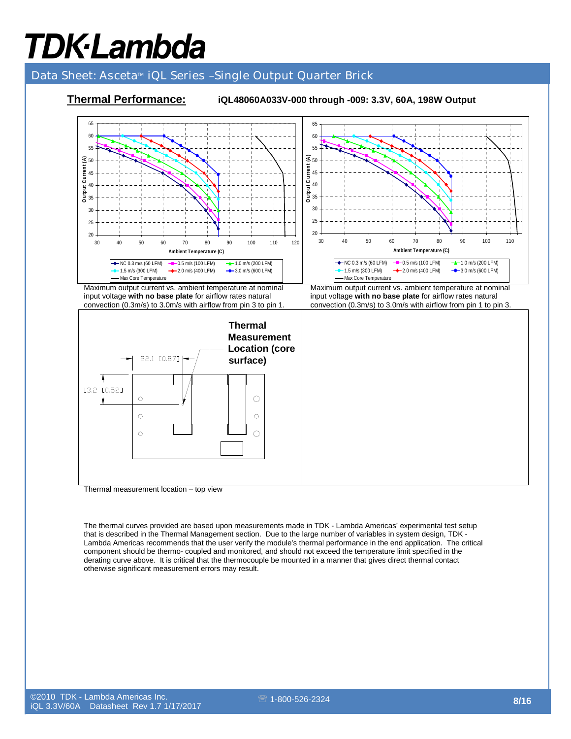## Thermal Performance:

**iQL48060A033V-000 through -009: 3.3V, 60A, 198W Output**

Maximum output current vs. ambient temperature at nominal input voltage **with no base plate** for airflow rates natural convection (0.3m/s) to 3.0m/s with airflow from pin 3 to pin 1.

Maximum output current vs. ambient temperature at nominal input voltage **with no base plate** for airflow rates natural convection (0.3m/s) to 3.0m/s with airflow from pin 1 to pin 3.

**Thermal Measurement Location (core surface)**

22.1 [0.87]

13.2 [0.52]

Thermal measurement location – top view

The thermal curves provided are based upon measurements made in TDK - Lambda Americas' experimental test setup that is described in the Thermal Management section. Due to the large number of variables in system design, TDK - Lambda Americas recommends that the user verify the module's thermal performance in the end application. The critical component should be thermo- coupled and monitored, and should not exceed the temperature limit specified in the derating curve above. It is critical that the thermocouple be mounted in a manner that gives direct thermal contact otherwise significant measurement errors may result.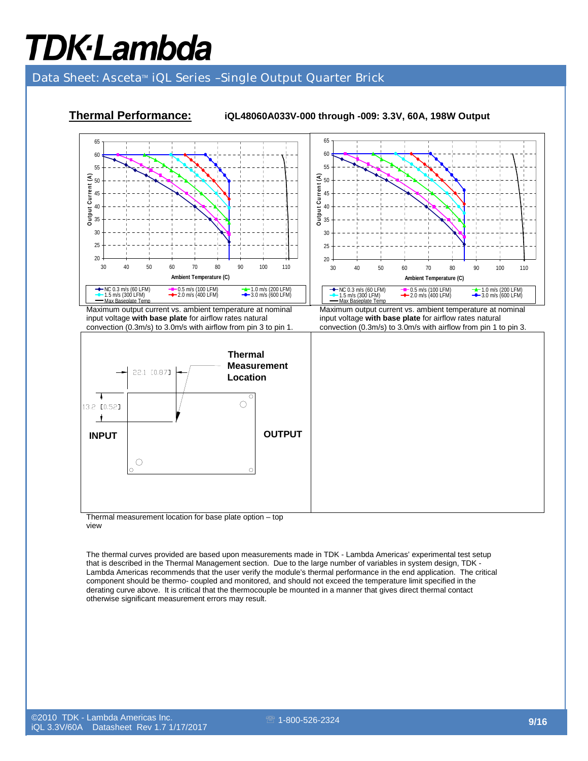## Thermal Performance:

**iQL48060A033V-000 through -009: 3.3V, 60A, 198W Output**

Maximum output current vs. ambient temperature at nominal input voltage **with base plate** for airflow rates natural convection (0.3m/s) to 3.0m/s with airflow from pin 3 to pin 1.

Maximum output current vs. ambient temperature at nominal input voltage **with base plate** for airflow rates natural convection (0.3m/s) to 3.0m/s with airflow from pin 1 to pin 3.

Thermal measurement location for base plate option – top view

The thermal curves provided are based upon measurements made in TDK - Lambda Americas' experimental test setup that is described in the Thermal Management section. Due to the large number of variables in system design, TDK - Lambda Americas recommends that the user verify the module's thermal performance in the end application. The critical component should be thermo- coupled and monitored, and should not exceed the temperature limit specified in the derating curve above. It is critical that the thermocouple be mounted in a manner that gives direct thermal contact otherwise significant measurement errors may result.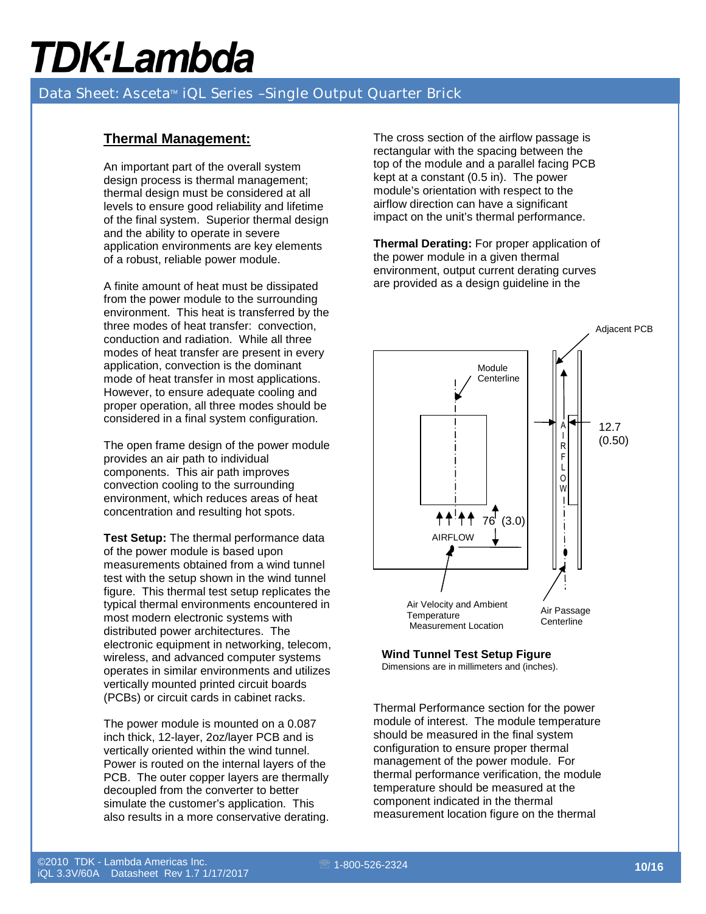## Thermal Management:

An important part of the overall system design process is thermal management; thermal design must be considered at all levels to ensure good reliability and lifetime of the final system. Superior thermal design and the ability to operate in severe application environments are key elements of a robust, reliable power module.

A finite amount of heat must be dissipated from the power module to the surrounding environment. This heat is transferred by the three modes of heat transfer: convection, conduction and radiation. While all three modes of heat transfer are present in every application, convection is the dominant mode of heat transfer in most applications. However, to ensure adequate cooling and proper operation, all three modes should be considered in a final system configuration.

The open frame design of the power module provides an air path to individual components. This air path improves convection cooling to the surrounding environment, which reduces areas of heat concentration and resulting hot spots.

**Test Setup:** The thermal performance data of the power module is based upon measurements obtained from a wind tunnel test with the setup shown in the wind tunnel figure. This thermal test setup replicates the typical thermal environments encountered in most modern electronic systems with distributed power architectures. The electronic equipment in networking, telecom, wireless, and advanced computer systems operates in similar environments and utilizes vertically mounted printed circuit boards (PCBs) or circuit cards in cabinet racks.

The power module is mounted on a 0.087 inch thick, 12-layer, 2oz/layer PCB and is vertically oriented within the wind tunnel. Power is routed on the internal layers of the PCB. The outer copper layers are thermally decoupled from the converter to better simulate the customer's application. This also results in a more conservative derating.

The cross section of the airflow passage is rectangular with the spacing between the top of the module and a parallel facing PCB kept at a constant (0.5 in). The power module's orientation with respect to the airflow direction can have a significant impact on the unit's thermal performance.

**Thermal Derating:** For proper application of the power module in a given thermal environment, output current derating curves are provided as a design guideline in the Thermal Performance section for the power module of interest. The module temperature should be measured in the final system configuration to ensure proper thermal management of the power module. For thermal performance verification, the module temperature should be measured at the component indicated in the thermal measurement location figure on the thermal

Adjacent PCB

Module Centerline

12.7 (0.50)

AIRFLOW

76 (3.0)

AIRFLOW

Air Velocity and Ambient Temperature Measurement Location

Air Passage Centerline

**Wind Tunnel Test Setup Figure**

Dimensions are in millimeters and (inches).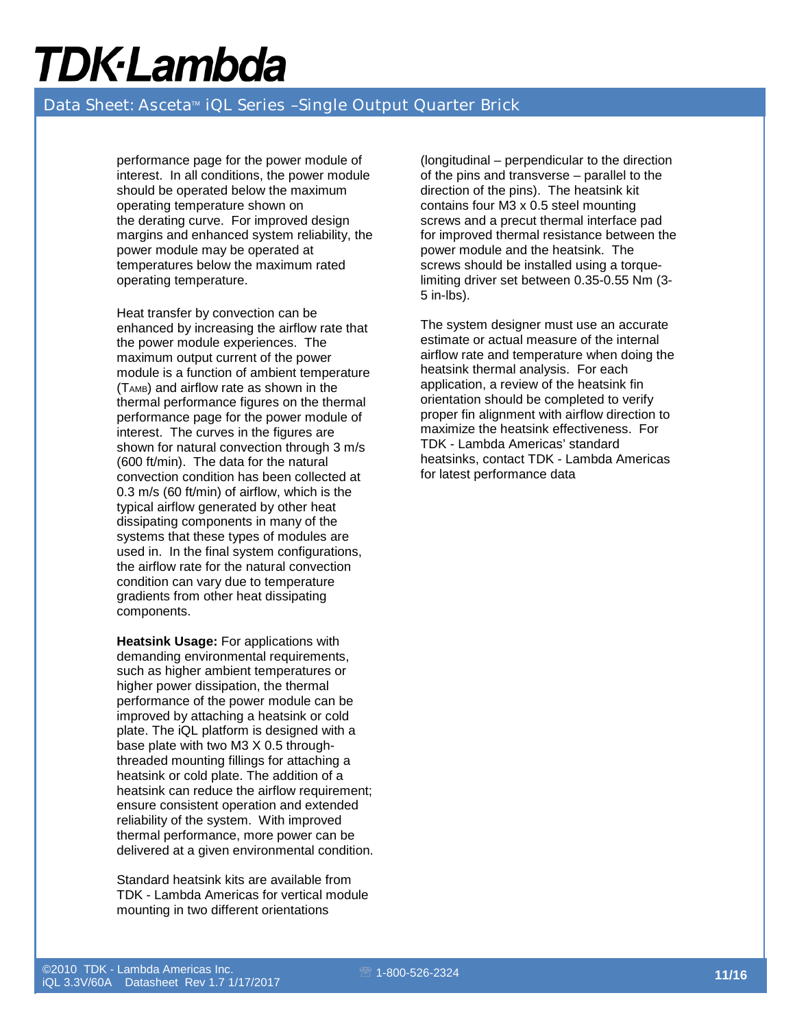performance page for the power module of interest. In all conditions, the power module should be operated below the maximum operating temperature shown on the derating curve. For improved design margins and enhanced system reliability, the power module may be operated at temperatures below the maximum rated operating temperature.

Heat transfer by convection can be enhanced by increasing the airflow rate that the power module experiences. The maximum output current of the power module is a function of ambient temperature ($T_{AMB}$) and airflow rate as shown in the thermal performance figures on the thermal performance page for the power module of interest. The curves in the figures are shown for natural convection through 3 m/s (600 ft/min). The data for the natural convection condition has been collected at 0.3 m/s (60 ft/min) of airflow, which is the typical airflow generated by other heat dissipating components in many of the systems that these types of modules are used in. In the final system configurations, the airflow rate for the natural convection condition can vary due to temperature gradients from other heat dissipating components.

**Heatsink Usage:** For applications with demanding environmental requirements, such as higher ambient temperatures or higher power dissipation, the thermal performance of the power module can be improved by attaching a heatsink or cold plate. The iQL platform is designed with a base plate with two M3 X 0.5 through-threaded mounting fillings for attaching a heatsink or cold plate. The addition of a heatsink can reduce the airflow requirement; ensure consistent operation and extended reliability of the system. With improved thermal performance, more power can be delivered at a given environmental condition.

Standard heatsink kits are available from TDK - Lambda Americas for vertical module mounting in two different orientations (longitudinal – perpendicular to the direction of the pins and transverse – parallel to the direction of the pins). The heatsink kit contains four M3 x 0.5 steel mounting screws and a precut thermal interface pad for improved thermal resistance between the power module and the heatsink. The screws should be installed using a torque-limiting driver set between 0.35-0.55 Nm (3-5 in-lbs).

The system designer must use an accurate estimate or actual measure of the internal airflow rate and temperature when doing the heatsink thermal analysis. For each application, a review of the heatsink fin orientation should be completed to verify proper fin alignment with airflow direction to maximize the heatsink effectiveness. For TDK - Lambda Americas' standard heatsinks, contact TDK - Lambda Americas for latest performance data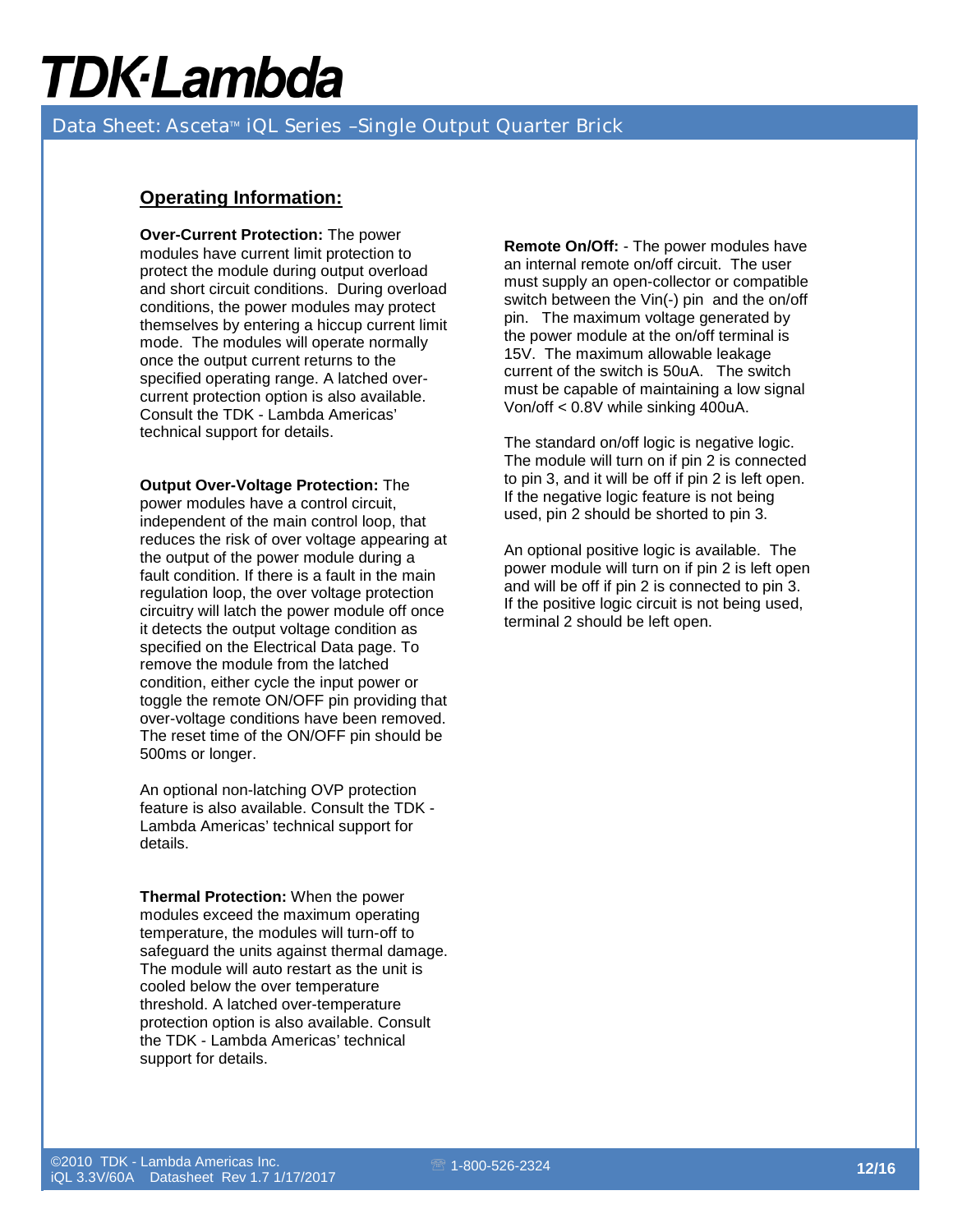## Operating Information:

**Over-Current Protection:** The power modules have current limit protection to protect the module during output overload and short circuit conditions. During overload conditions, the power modules may protect themselves by entering a hiccup current limit mode. The modules will operate normally once the output current returns to the specified operating range. A latched over-current protection option is also available. Consult the TDK - Lambda Americas' technical support for details.

**Output Over-Voltage Protection:** The power modules have a control circuit, independent of the main control loop, that reduces the risk of over voltage appearing at the output of the power module during a fault condition. If there is a fault in the main regulation loop, the over voltage protection circuitry will latch the power module off once it detects the output voltage condition as specified on the Electrical Data page. To remove the module from the latched condition, either cycle the input power or toggle the remote ON/OFF pin providing that over-voltage conditions have been removed. The reset time of the ON/OFF pin should be 500ms or longer.

An optional non-latching OVP protection feature is also available. Consult the TDK - Lambda Americas' technical support for details.

**Thermal Protection:** When the power modules exceed the maximum operating temperature, the modules will turn-off to safeguard the units against thermal damage. The module will auto restart as the unit is cooled below the over temperature threshold. A latched over-temperature protection option is also available. Consult the TDK - Lambda Americas' technical support for details.

**Remote On/Off:** - The power modules have an internal remote on/off circuit. The user must supply an open-collector or compatible switch between the Vin(-) pin and the on/off pin. The maximum voltage generated by the power module at the on/off terminal is 15V. The maximum allowable leakage current of the switch is 50uA. The switch must be capable of maintaining a low signal Von/off < 0.8V while sinking 400uA.

The standard on/off logic is negative logic. The module will turn on if pin 2 is connected to pin 3, and it will be off if pin 2 is left open. If the negative logic feature is not being used, pin 2 should be shorted to pin 3.

An optional positive logic is available. The power module will turn on if pin 2 is left open and will be off if pin 2 is connected to pin 3. If the positive logic circuit is not being used, terminal 2 should be left open.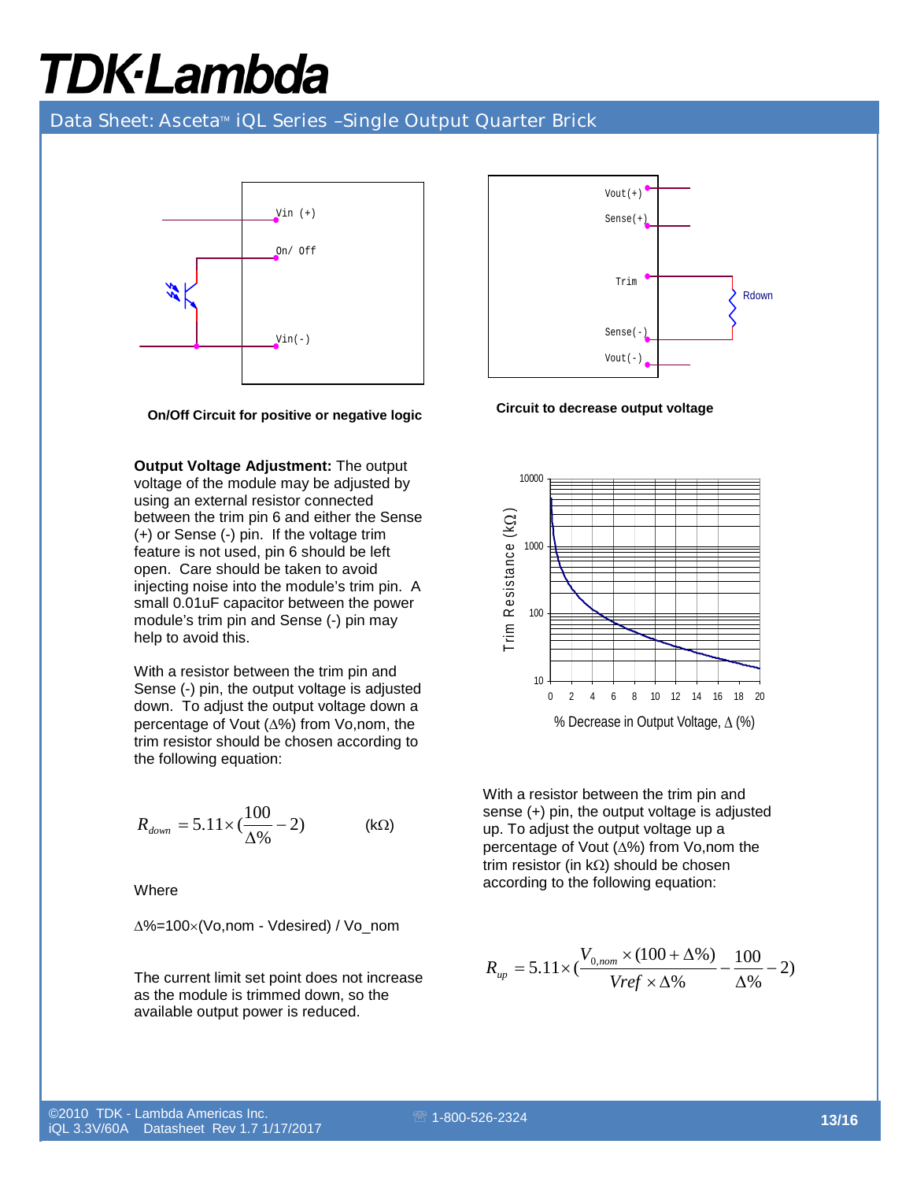On/Off Circuit for positive or negative logic

Circuit to decrease output voltage

**Output Voltage Adjustment:** The output voltage of the module may be adjusted by using an external resistor connected between the trim pin 6 and either the Sense (+) or Sense (-) pin. If the voltage trim feature is not used, pin 6 should be left open. Care should be taken to avoid injecting noise into the module's trim pin. A small 0.01uF capacitor between the power module's trim pin and Sense (-) pin may help to avoid this.

With a resistor between the trim pin and Sense (-) pin, the output voltage is adjusted down. To adjust the output voltage down a percentage of Vout (Δ%) from Vo,nom, the trim resistor should be chosen according to the following equation:

$$R_{down} = 5.11 \times \left(\frac{100}{\Delta\%} - 2\right) \qquad (\text{k}\Omega)$$

Where

Δ%=100×(Vo,nom - Vdesired) / Vo_nom

The current limit set point does not increase as the module is trimmed down, so the available output power is reduced.

With a resistor between the trim pin and sense (+) pin, the output voltage is adjusted up. To adjust the output voltage up a percentage of Vout (Δ%) from Vo,nom the trim resistor (in kΩ) should be chosen according to the following equation:

$$R_{up} = 5.11 \times \left(\frac{V_{0,nom} \times (100 + \Delta\%)}{Vref \times \Delta\%} - \frac{100}{\Delta\%} - 2\right)$$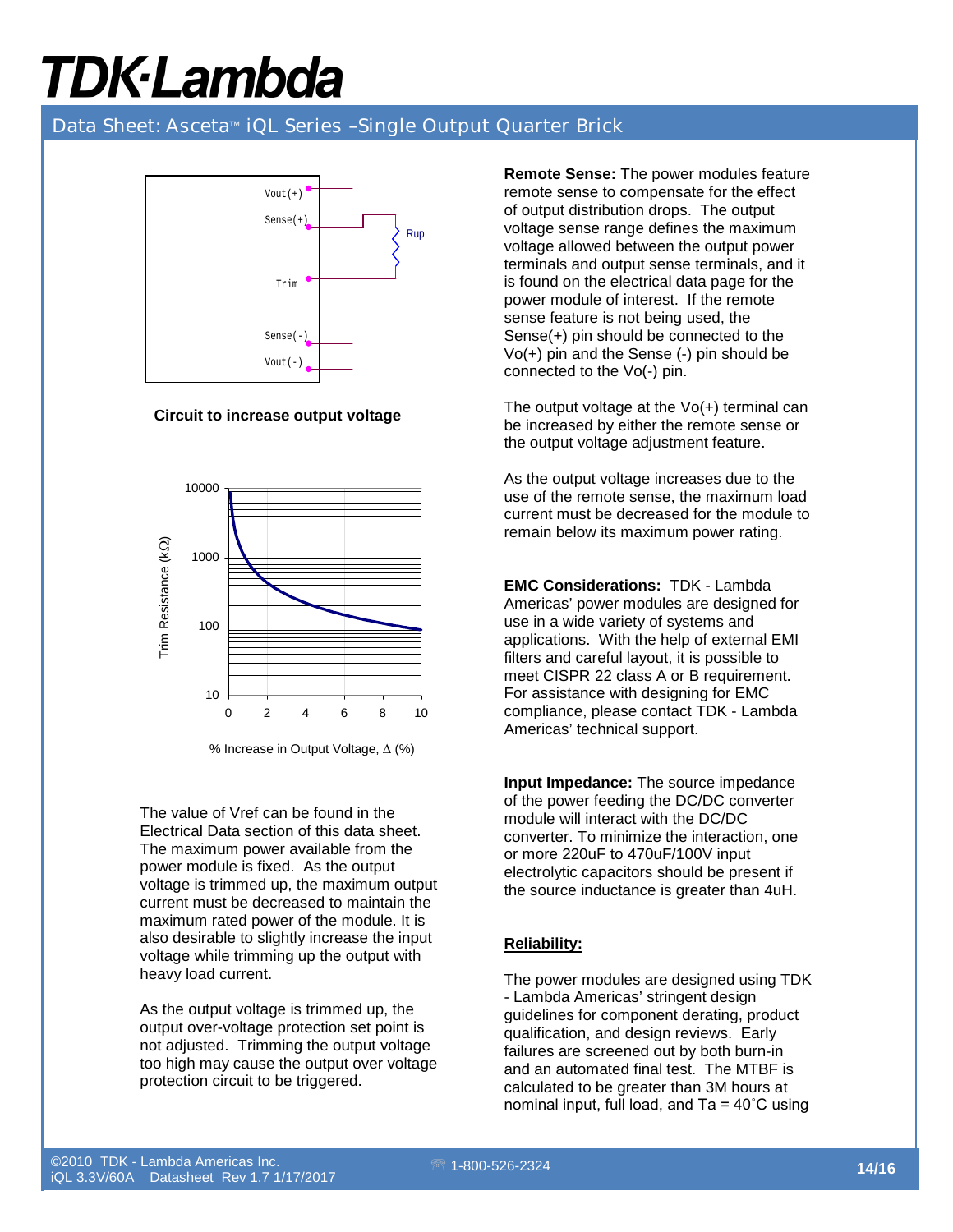Circuit to increase output voltage

% Increase in Output Voltage, Δ (%)

The value of Vref can be found in the Electrical Data section of this data sheet. The maximum power available from the power module is fixed. As the output voltage is trimmed up, the maximum output current must be decreased to maintain the maximum rated power of the module. It is also desirable to slightly increase the input voltage while trimming up the output with heavy load current.

As the output voltage is trimmed up, the output over-voltage protection set point is not adjusted. Trimming the output voltage too high may cause the output over voltage protection circuit to be triggered.

**Remote Sense:** The power modules feature remote sense to compensate for the effect of output distribution drops. The output voltage sense range defines the maximum voltage allowed between the output power terminals and output sense terminals, and it is found on the electrical data page for the power module of interest. If the remote sense feature is not being used, the Sense(+) pin should be connected to the Vo(+) pin and the Sense (-) pin should be connected to the Vo(-) pin.

The output voltage at the Vo(+) terminal can be increased by either the remote sense or the output voltage adjustment feature.

As the output voltage increases due to the use of the remote sense, the maximum load current must be decreased for the module to remain below its maximum power rating.

**EMC Considerations:** TDK - Lambda Americas' power modules are designed for use in a wide variety of systems and applications. With the help of external EMI filters and careful layout, it is possible to meet CISPR 22 class A or B requirement. For assistance with designing for EMC compliance, please contact TDK - Lambda Americas' technical support.

**Input Impedance:** The source impedance of the power feeding the DC/DC converter module will interact with the DC/DC converter. To minimize the interaction, one or more 220uF to 470uF/100V input electrolytic capacitors should be present if the source inductance is greater than 4uH.

## Reliability:

The power modules are designed using TDK - Lambda Americas' stringent design guidelines for component derating, product qualification, and design reviews. Early failures are screened out by both burn-in and an automated final test. The MTBF is calculated to be greater than 3M hours at nominal input, full load, and Ta = 40˚C using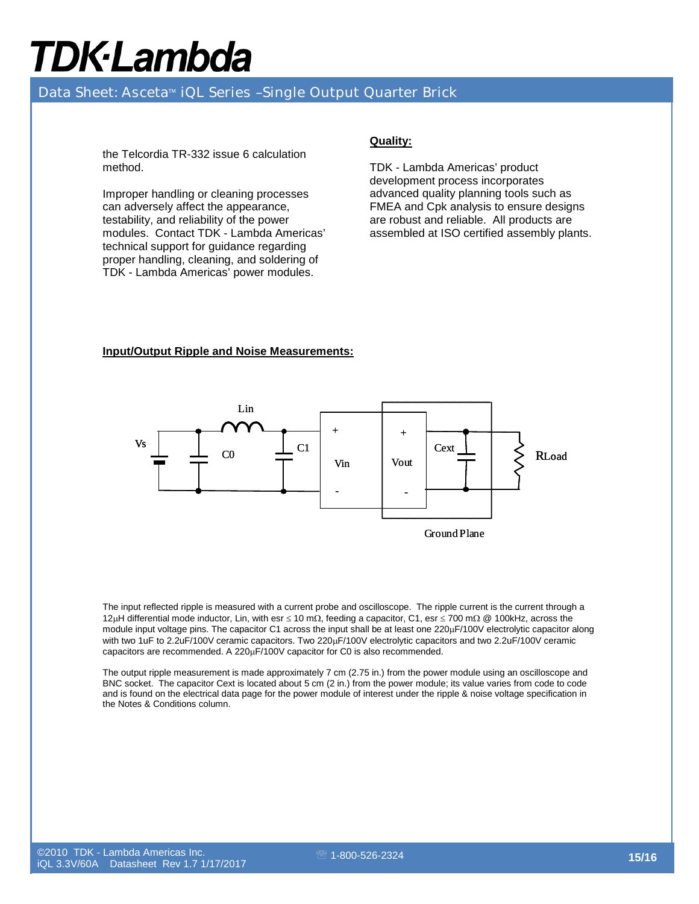the Telcordia TR-332 issue 6 calculation method.

Improper handling or cleaning processes can adversely affect the appearance, testability, and reliability of the power modules. Contact TDK - Lambda Americas' technical support for guidance regarding proper handling, cleaning, and soldering of TDK - Lambda Americas' power modules.

**Quality:**

TDK - Lambda Americas' product development process incorporates advanced quality planning tools such as FMEA and Cpk analysis to ensure designs are robust and reliable. All products are assembled at ISO certified assembly plants.

**Input/Output Ripple and Noise Measurements:**

Lin

Vs C0 C1 + Vin - + Vout - Cext RLoad

Ground Plane

The input reflected ripple is measured with a current probe and oscilloscope. The ripple current is the current through a 12μH differential mode inductor, Lin, with esr ≤ 10 mΩ, feeding a capacitor, C1, esr ≤ 700 mΩ @ 100kHz, across the module input voltage pins. The capacitor C1 across the input shall be at least one 220μF/100V electrolytic capacitor along with two 1uF to 2.2uF/100V ceramic capacitors. Two 220μF/100V electrolytic capacitors and two 2.2uF/100V ceramic capacitors are recommended. A 220μF/100V capacitor for C0 is also recommended.

The output ripple measurement is made approximately 7 cm (2.75 in.) from the power module using an oscilloscope and BNC socket. The capacitor Cext is located about 5 cm (2 in.) from the power module; its value varies from code to code and is found on the electrical data page for the power module of interest under the ripple & noise voltage specification in the Notes & Conditions column.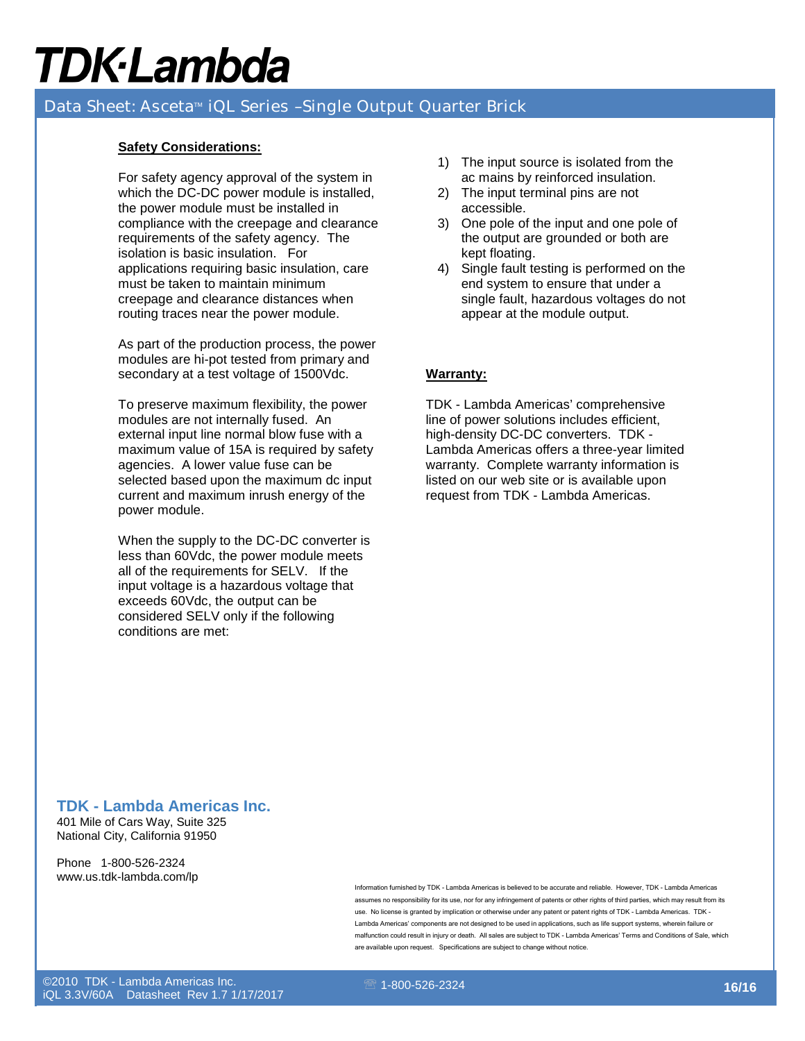**Safety Considerations:**

For safety agency approval of the system in which the DC-DC power module is installed, the power module must be installed in compliance with the creepage and clearance requirements of the safety agency. The isolation is basic insulation. For applications requiring basic insulation, care must be taken to maintain minimum creepage and clearance distances when routing traces near the power module.

As part of the production process, the power modules are hi-pot tested from primary and secondary at a test voltage of 1500Vdc.

To preserve maximum flexibility, the power modules are not internally fused. An external input line normal blow fuse with a maximum value of 15A is required by safety agencies. A lower value fuse can be selected based upon the maximum dc input current and maximum inrush energy of the power module.

When the supply to the DC-DC converter is less than 60Vdc, the power module meets all of the requirements for SELV. If the input voltage is a hazardous voltage that exceeds 60Vdc, the output can be considered SELV only if the following conditions are met:

1) The input source is isolated from the ac mains by reinforced insulation.
2) The input terminal pins are not accessible.
3) One pole of the input and one pole of the output are grounded or both are kept floating.
4) Single fault testing is performed on the end system to ensure that under a single fault, hazardous voltages do not appear at the module output.

**Warranty:**

TDK - Lambda Americas' comprehensive line of power solutions includes efficient, high-density DC-DC converters. TDK - Lambda Americas offers a three-year limited warranty. Complete warranty information is listed on our web site or is available upon request from TDK - Lambda Americas.

**TDK - Lambda Americas Inc.**
401 Mile of Cars Way, Suite 325
National City, California 91950

Phone 1-800-526-2324
www.us.tdk-lambda.com/lp

Information furnished by TDK - Lambda Americas is believed to be accurate and reliable. However, TDK - Lambda Americas assumes no responsibility for its use, nor for any infringement of patents or other rights of third parties, which may result from its use. No license is granted by implication or otherwise under any patent or patent rights of TDK - Lambda Americas. TDK - Lambda Americas' components are not designed to be used in applications, such as life support systems, wherein failure or malfunction could result in injury or death. All sales are subject to TDK - Lambda Americas' Terms and Conditions of Sale, which are available upon request. Specifications are subject to change without notice.